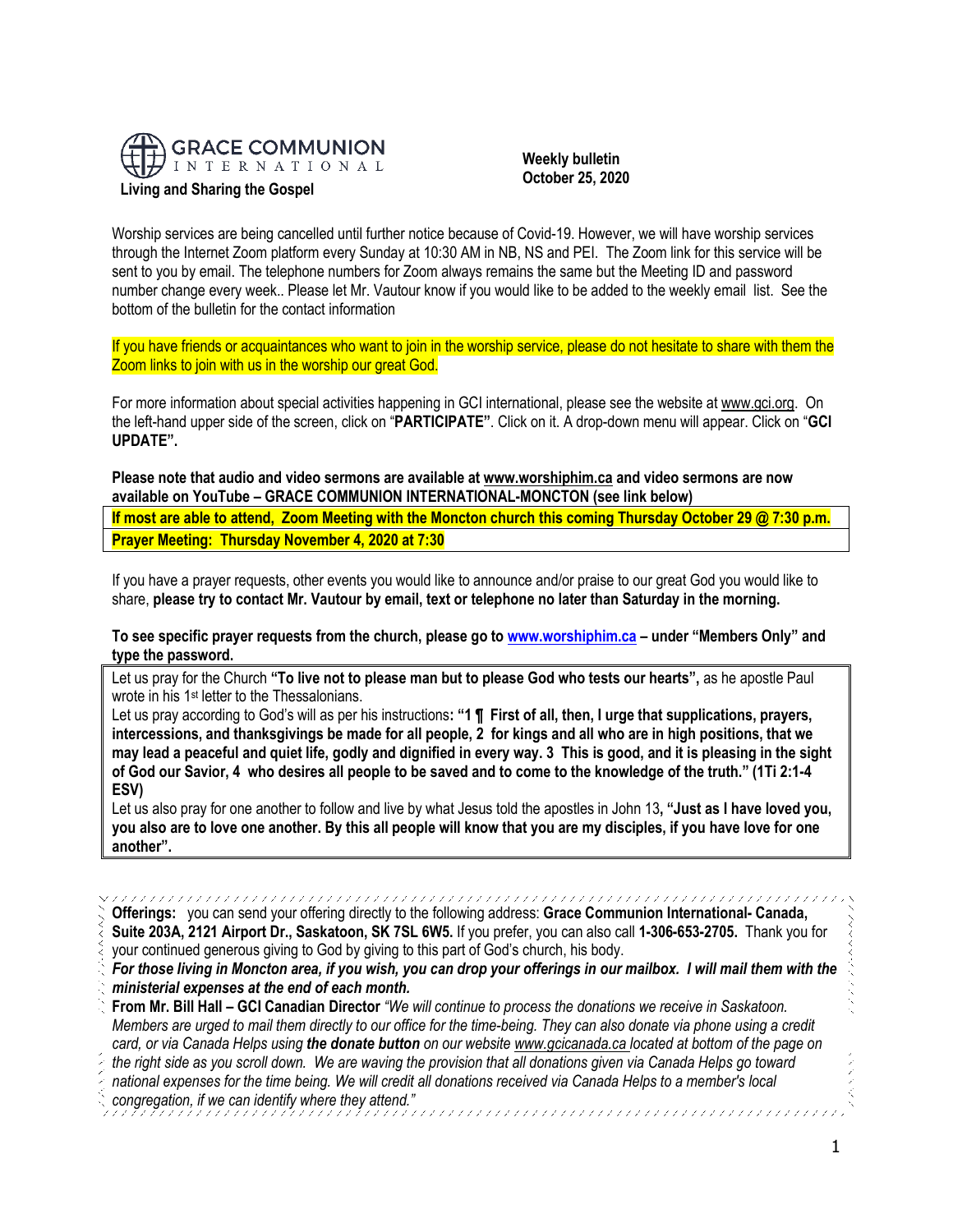GRACE COMMUNION INTERNATIONAL

**Living and Sharing the Gospel**

**Weekly bulletin**
**October 25, 2020**

Worship services are being cancelled until further notice because of Covid-19. However, we will have worship services through the Internet Zoom platform every Sunday at 10:30 AM in NB, NS and PEI. The Zoom link for this service will be sent to you by email. The telephone numbers for Zoom always remains the same but the Meeting ID and password number change every week.. Please let Mr. Vautour know if you would like to be added to the weekly email list. See the bottom of the bulletin for the contact information

If you have friends or acquaintances who want to join in the worship service, please do not hesitate to share with them the Zoom links to join with us in the worship our great God.

For more information about special activities happening in GCI international, please see the website at www.gci.org. On the left-hand upper side of the screen, click on "**PARTICIPATE**". Click on it. A drop-down menu will appear. Click on "**GCI UPDATE".**

**Please note that audio and video sermons are available at www.worshiphim.ca and video sermons are now available on YouTube – GRACE COMMUNION INTERNATIONAL-MONCTON (see link below)**

**If most are able to attend, Zoom Meeting with the Moncton church this coming Thursday October 29 @ 7:30 p.m.**

**Prayer Meeting: Thursday November 4, 2020 at 7:30**

If you have a prayer requests, other events you would like to announce and/or praise to our great God you would like to share, **please try to contact Mr. Vautour by email, text or telephone no later than Saturday in the morning.**

**To see specific prayer requests from the church, please go to www.worshiphim.ca – under "Members Only" and type the password.**

Let us pray for the Church **"To live not to please man but to please God who tests our hearts",** as he apostle Paul wrote in his 1st letter to the Thessalonians.

Let us pray according to God's will as per his instructions**: "1 ¶ First of all, then, I urge that supplications, prayers, intercessions, and thanksgivings be made for all people, 2 for kings and all who are in high positions, that we may lead a peaceful and quiet life, godly and dignified in every way. 3 This is good, and it is pleasing in the sight of God our Savior, 4 who desires all people to be saved and to come to the knowledge of the truth." (1Ti 2:1-4 ESV)**

Let us also pray for one another to follow and live by what Jesus told the apostles in John 13**, "Just as I have loved you, you also are to love one another. By this all people will know that you are my disciples, if you have love for one another".**

**Offerings:** you can send your offering directly to the following address: **Grace Communion International- Canada, Suite 203A, 2121 Airport Dr., Saskatoon, SK 7SL 6W5.** If you prefer, you can also call **1-306-653-2705.** Thank you for your continued generous giving to God by giving to this part of God's church, his body.

***For those living in Moncton area, if you wish, you can drop your offerings in our mailbox. I will mail them with the ministerial expenses at the end of each month.***

**From Mr. Bill Hall – GCI Canadian Director** *"We will continue to process the donations we receive in Saskatoon. Members are urged to mail them directly to our office for the time-being. They can also donate via phone using a credit card, or via Canada Helps using **the donate button** on our website www.gcicanada.ca located at bottom of the page on the right side as you scroll down. We are waving the provision that all donations given via Canada Helps go toward national expenses for the time being. We will credit all donations received via Canada Helps to a member's local congregation, if we can identify where they attend."*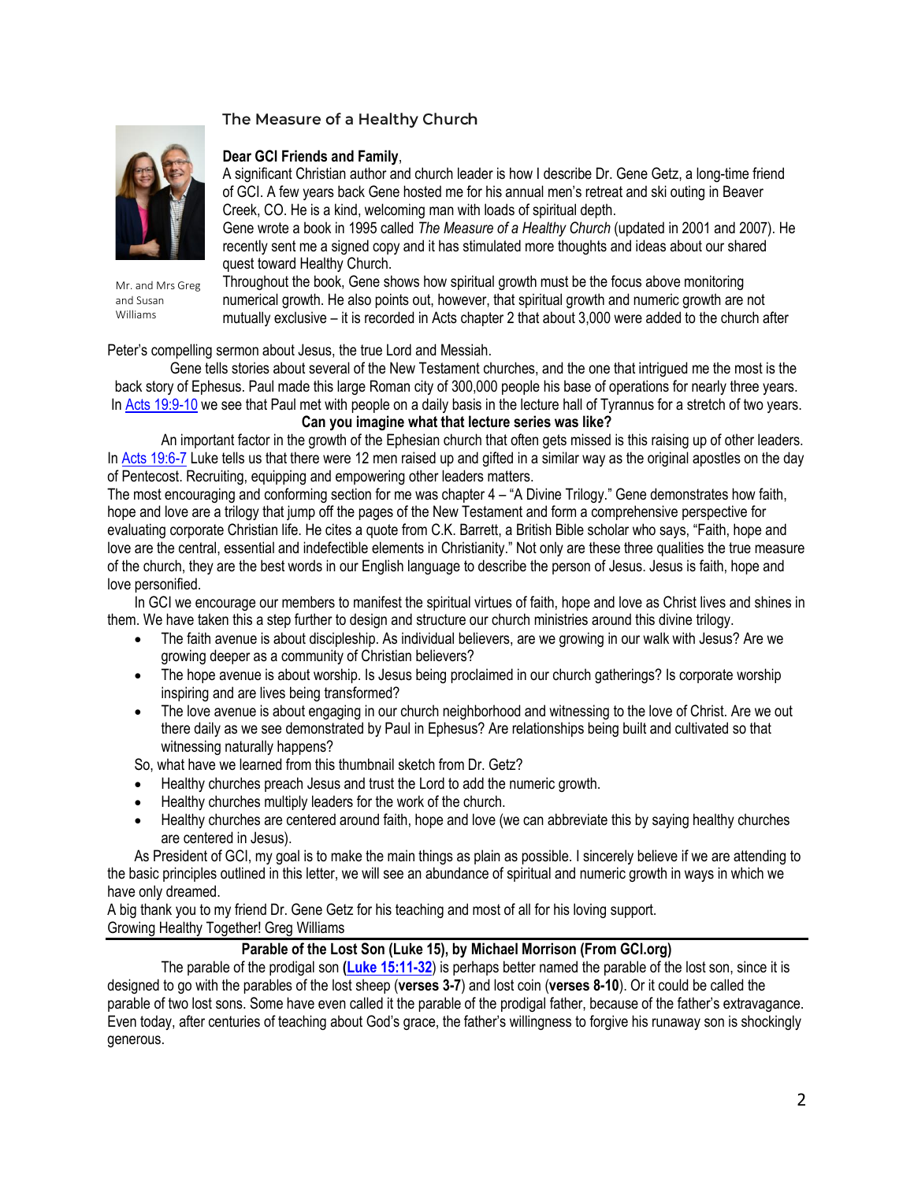### The Measure of a Healthy Church

Mr. and Mrs Greg and Susan Williams

**Dear GCI Friends and Family**,

A significant Christian author and church leader is how I describe Dr. Gene Getz, a long-time friend of GCI. A few years back Gene hosted me for his annual men's retreat and ski outing in Beaver Creek, CO. He is a kind, welcoming man with loads of spiritual depth.

Gene wrote a book in 1995 called *The Measure of a Healthy Church* (updated in 2001 and 2007). He recently sent me a signed copy and it has stimulated more thoughts and ideas about our shared quest toward Healthy Church.

Throughout the book, Gene shows how spiritual growth must be the focus above monitoring numerical growth. He also points out, however, that spiritual growth and numeric growth are not mutually exclusive – it is recorded in Acts chapter 2 that about 3,000 were added to the church after Peter's compelling sermon about Jesus, the true Lord and Messiah.

Gene tells stories about several of the New Testament churches, and the one that intrigued me the most is the back story of Ephesus. Paul made this large Roman city of 300,000 people his base of operations for nearly three years. In Acts 19:9-10 we see that Paul met with people on a daily basis in the lecture hall of Tyrannus for a stretch of two years.

**Can you imagine what that lecture series was like?**

An important factor in the growth of the Ephesian church that often gets missed is this raising up of other leaders. In Acts 19:6-7 Luke tells us that there were 12 men raised up and gifted in a similar way as the original apostles on the day of Pentecost. Recruiting, equipping and empowering other leaders matters.

The most encouraging and conforming section for me was chapter 4 – "A Divine Trilogy." Gene demonstrates how faith, hope and love are a trilogy that jump off the pages of the New Testament and form a comprehensive perspective for evaluating corporate Christian life. He cites a quote from C.K. Barrett, a British Bible scholar who says, "Faith, hope and love are the central, essential and indefectible elements in Christianity." Not only are these three qualities the true measure of the church, they are the best words in our English language to describe the person of Jesus. Jesus is faith, hope and love personified.

In GCI we encourage our members to manifest the spiritual virtues of faith, hope and love as Christ lives and shines in them. We have taken this a step further to design and structure our church ministries around this divine trilogy.

- The faith avenue is about discipleship. As individual believers, are we growing in our walk with Jesus? Are we growing deeper as a community of Christian believers?
- The hope avenue is about worship. Is Jesus being proclaimed in our church gatherings? Is corporate worship inspiring and are lives being transformed?
- The love avenue is about engaging in our church neighborhood and witnessing to the love of Christ. Are we out there daily as we see demonstrated by Paul in Ephesus? Are relationships being built and cultivated so that witnessing naturally happens?

So, what have we learned from this thumbnail sketch from Dr. Getz?

- Healthy churches preach Jesus and trust the Lord to add the numeric growth.
- Healthy churches multiply leaders for the work of the church.
- Healthy churches are centered around faith, hope and love (we can abbreviate this by saying healthy churches are centered in Jesus).

As President of GCI, my goal is to make the main things as plain as possible. I sincerely believe if we are attending to the basic principles outlined in this letter, we will see an abundance of spiritual and numeric growth in ways in which we have only dreamed.

A big thank you to my friend Dr. Gene Getz for his teaching and most of all for his loving support.

Growing Healthy Together! Greg Williams

---

### Parable of the Lost Son (Luke 15), by Michael Morrison (From GCI.org)

The parable of the prodigal son (**Luke 15:11-32**) is perhaps better named the parable of the lost son, since it is designed to go with the parables of the lost sheep (**verses 3-7**) and lost coin (**verses 8-10**). Or it could be called the parable of two lost sons. Some have even called it the parable of the prodigal father, because of the father's extravagance. Even today, after centuries of teaching about God's grace, the father's willingness to forgive his runaway son is shockingly generous.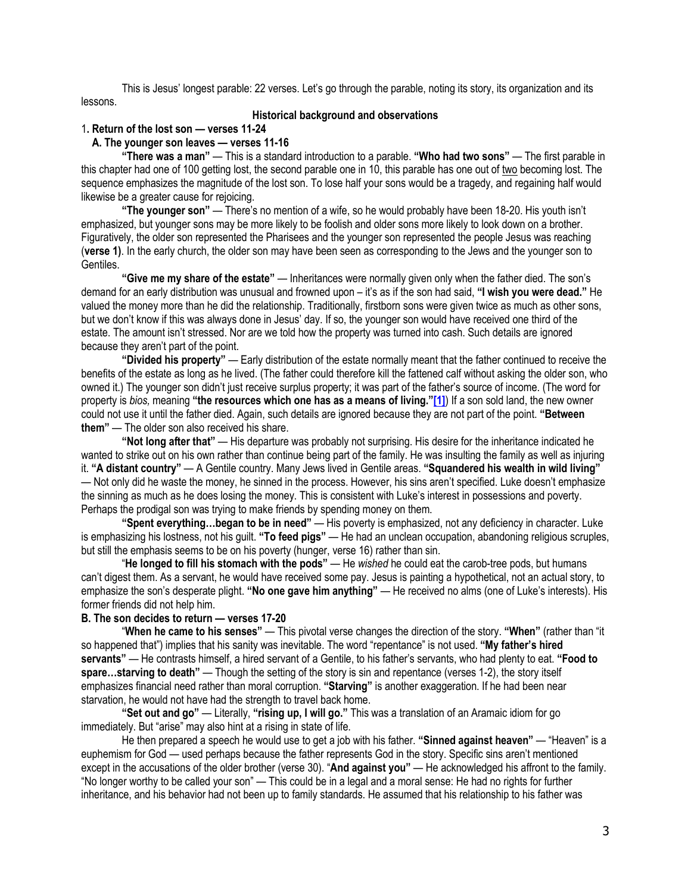This is Jesus' longest parable: 22 verses. Let's go through the parable, noting its story, its organization and its lessons.

## Historical background and observations

### 1. Return of the lost son — verses 11-24

#### A. The younger son leaves — verses 11-16

**"There was a man"** — This is a standard introduction to a parable. **"Who had two sons"** — The first parable in this chapter had one of 100 getting lost, the second parable one in 10, this parable has one out of two becoming lost. The sequence emphasizes the magnitude of the lost son. To lose half your sons would be a tragedy, and regaining half would likewise be a greater cause for rejoicing.

**"The younger son"** — There's no mention of a wife, so he would probably have been 18-20. His youth isn't emphasized, but younger sons may be more likely to be foolish and older sons more likely to look down on a brother. Figuratively, the older son represented the Pharisees and the younger son represented the people Jesus was reaching (**verse 1)**. In the early church, the older son may have been seen as corresponding to the Jews and the younger son to Gentiles.

**"Give me my share of the estate"** — Inheritances were normally given only when the father died. The son's demand for an early distribution was unusual and frowned upon – it's as if the son had said, **"I wish you were dead."** He valued the money more than he did the relationship. Traditionally, firstborn sons were given twice as much as other sons, but we don't know if this was always done in Jesus' day. If so, the younger son would have received one third of the estate. The amount isn't stressed. Nor are we told how the property was turned into cash. Such details are ignored because they aren't part of the point.

**"Divided his property"** — Early distribution of the estate normally meant that the father continued to receive the benefits of the estate as long as he lived. (The father could therefore kill the fattened calf without asking the older son, who owned it.) The younger son didn't just receive surplus property; it was part of the father's source of income. (The word for property is *bios,* meaning **"the resources which one has as a means of living."[1]**) If a son sold land, the new owner could not use it until the father died. Again, such details are ignored because they are not part of the point. **"Between them"** — The older son also received his share.

**"Not long after that"** — His departure was probably not surprising. His desire for the inheritance indicated he wanted to strike out on his own rather than continue being part of the family. He was insulting the family as well as injuring it. **"A distant country"** — A Gentile country. Many Jews lived in Gentile areas. **"Squandered his wealth in wild living"** — Not only did he waste the money, he sinned in the process. However, his sins aren't specified. Luke doesn't emphasize the sinning as much as he does losing the money. This is consistent with Luke's interest in possessions and poverty. Perhaps the prodigal son was trying to make friends by spending money on them.

**"Spent everything…began to be in need"** — His poverty is emphasized, not any deficiency in character. Luke is emphasizing his lostness, not his guilt. **"To feed pigs"** — He had an unclean occupation, abandoning religious scruples, but still the emphasis seems to be on his poverty (hunger, verse 16) rather than sin.

"**He longed to fill his stomach with the pods"** — He *wished* he could eat the carob-tree pods, but humans can't digest them. As a servant, he would have received some pay. Jesus is painting a hypothetical, not an actual story, to emphasize the son's desperate plight. **"No one gave him anything"** — He received no alms (one of Luke's interests). His former friends did not help him.

#### B. The son decides to return — verses 17-20

"**When he came to his senses"** — This pivotal verse changes the direction of the story. **"When"** (rather than "it so happened that") implies that his sanity was inevitable. The word "repentance" is not used. **"My father's hired servants"** — He contrasts himself, a hired servant of a Gentile, to his father's servants, who had plenty to eat. **"Food to spare…starving to death"** — Though the setting of the story is sin and repentance (verses 1-2), the story itself emphasizes financial need rather than moral corruption. **"Starving"** is another exaggeration. If he had been near starvation, he would not have had the strength to travel back home.

**"Set out and go"** — Literally, **"rising up, I will go."** This was a translation of an Aramaic idiom for go immediately. But "arise" may also hint at a rising in state of life.

He then prepared a speech he would use to get a job with his father. **"Sinned against heaven"** — "Heaven" is a euphemism for God — used perhaps because the father represents God in the story. Specific sins aren't mentioned except in the accusations of the older brother (verse 30). "**And against you"** — He acknowledged his affront to the family. "No longer worthy to be called your son" — This could be in a legal and a moral sense: He had no rights for further inheritance, and his behavior had not been up to family standards. He assumed that his relationship to his father was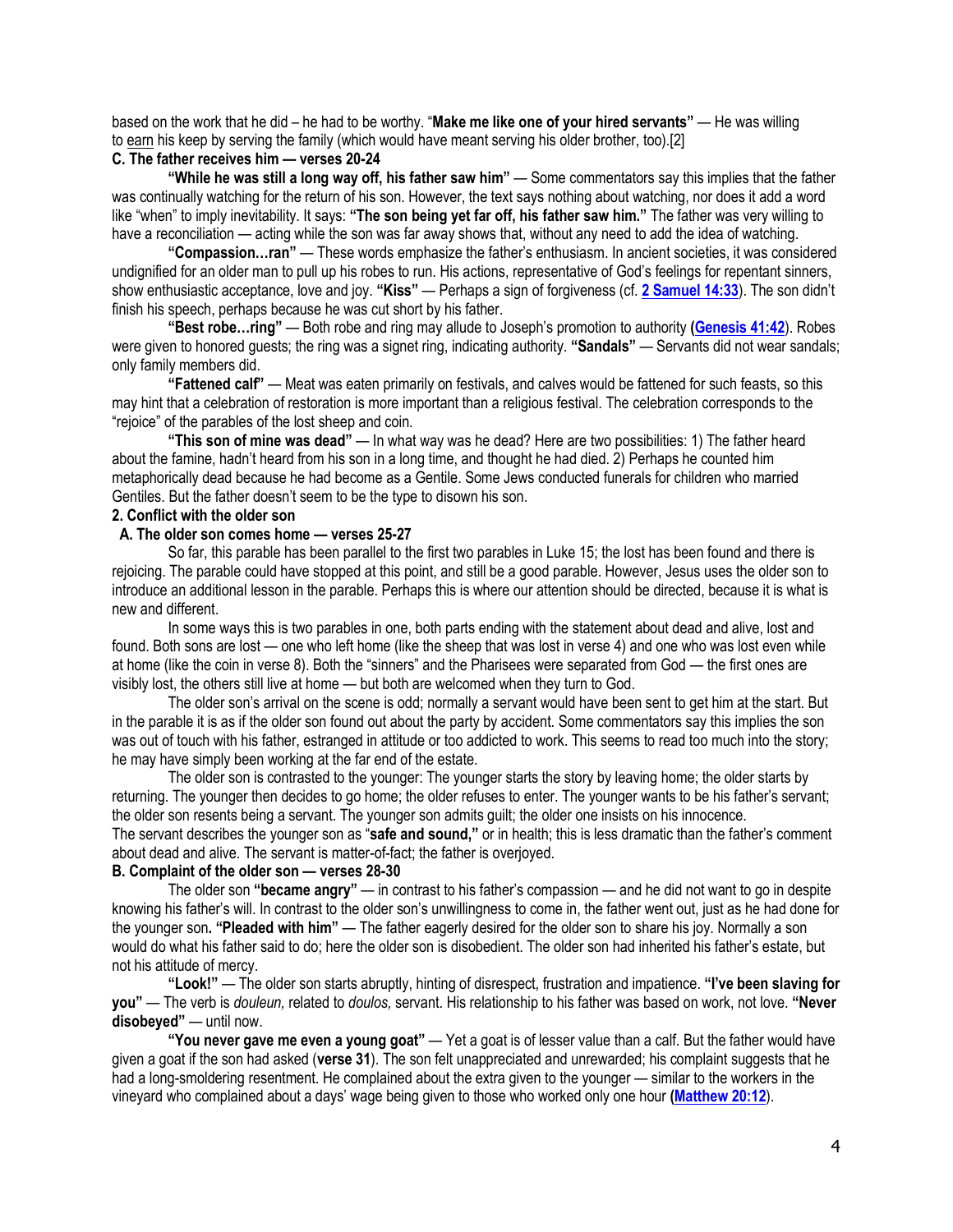based on the work that he did – he had to be worthy. "**Make me like one of your hired servants"** — He was willing to earn his keep by serving the family (which would have meant serving his older brother, too).[2]

**C. The father receives him — verses 20-24**

**"While he was still a long way off, his father saw him"** — Some commentators say this implies that the father was continually watching for the return of his son. However, the text says nothing about watching, nor does it add a word like "when" to imply inevitability. It says: **"The son being yet far off, his father saw him."** The father was very willing to have a reconciliation — acting while the son was far away shows that, without any need to add the idea of watching.

**"Compassion…ran"** — These words emphasize the father's enthusiasm. In ancient societies, it was considered undignified for an older man to pull up his robes to run. His actions, representative of God's feelings for repentant sinners, show enthusiastic acceptance, love and joy. **"Kiss"** — Perhaps a sign of forgiveness (cf. **2 Samuel 14:33**). The son didn't finish his speech, perhaps because he was cut short by his father.

**"Best robe…ring"** — Both robe and ring may allude to Joseph's promotion to authority (**Genesis 41:42**). Robes were given to honored guests; the ring was a signet ring, indicating authority. **"Sandals"** — Servants did not wear sandals; only family members did.

**"Fattened calf"** — Meat was eaten primarily on festivals, and calves would be fattened for such feasts, so this may hint that a celebration of restoration is more important than a religious festival. The celebration corresponds to the "rejoice" of the parables of the lost sheep and coin.

**"This son of mine was dead"** — In what way was he dead? Here are two possibilities: 1) The father heard about the famine, hadn't heard from his son in a long time, and thought he had died. 2) Perhaps he counted him metaphorically dead because he had become as a Gentile. Some Jews conducted funerals for children who married Gentiles. But the father doesn't seem to be the type to disown his son.

**2. Conflict with the older son**

**A. The older son comes home — verses 25-27**

So far, this parable has been parallel to the first two parables in Luke 15; the lost has been found and there is rejoicing. The parable could have stopped at this point, and still be a good parable. However, Jesus uses the older son to introduce an additional lesson in the parable. Perhaps this is where our attention should be directed, because it is what is new and different.

In some ways this is two parables in one, both parts ending with the statement about dead and alive, lost and found. Both sons are lost — one who left home (like the sheep that was lost in verse 4) and one who was lost even while at home (like the coin in verse 8). Both the "sinners" and the Pharisees were separated from God — the first ones are visibly lost, the others still live at home — but both are welcomed when they turn to God.

The older son's arrival on the scene is odd; normally a servant would have been sent to get him at the start. But in the parable it is as if the older son found out about the party by accident. Some commentators say this implies the son was out of touch with his father, estranged in attitude or too addicted to work. This seems to read too much into the story; he may have simply been working at the far end of the estate.

The older son is contrasted to the younger: The younger starts the story by leaving home; the older starts by returning. The younger then decides to go home; the older refuses to enter. The younger wants to be his father's servant; the older son resents being a servant. The younger son admits guilt; the older one insists on his innocence.

The servant describes the younger son as "**safe and sound,"** or in health; this is less dramatic than the father's comment about dead and alive. The servant is matter-of-fact; the father is overjoyed.

**B. Complaint of the older son — verses 28-30**

The older son **"became angry"** — in contrast to his father's compassion — and he did not want to go in despite knowing his father's will. In contrast to the older son's unwillingness to come in, the father went out, just as he had done for the younger son**. "Pleaded with him"** — The father eagerly desired for the older son to share his joy. Normally a son would do what his father said to do; here the older son is disobedient. The older son had inherited his father's estate, but not his attitude of mercy.

**"Look!"** — The older son starts abruptly, hinting of disrespect, frustration and impatience. **"I've been slaving for you"** — The verb is *douleun,* related to *doulos,* servant. His relationship to his father was based on work, not love. **"Never disobeyed"** — until now.

**"You never gave me even a young goat"** — Yet a goat is of lesser value than a calf. But the father would have given a goat if the son had asked (**verse 31**). The son felt unappreciated and unrewarded; his complaint suggests that he had a long-smoldering resentment. He complained about the extra given to the younger — similar to the workers in the vineyard who complained about a days' wage being given to those who worked only one hour (**Matthew 20:12**).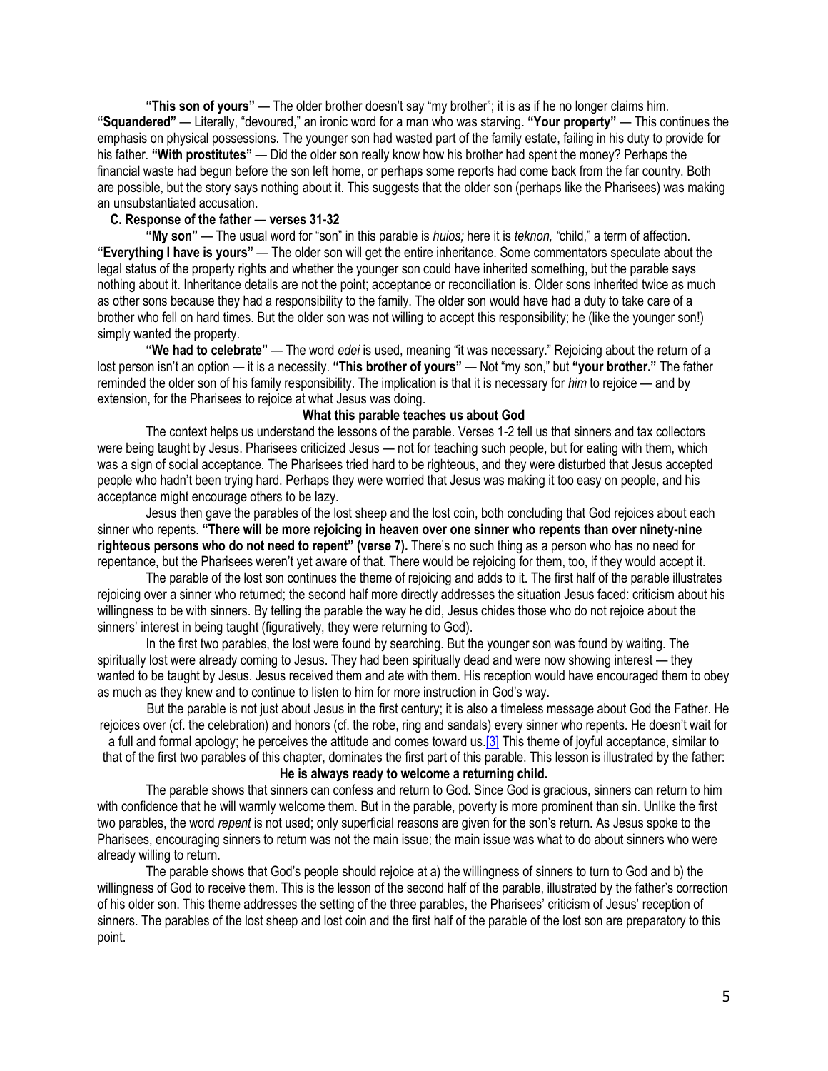**"This son of yours"** — The older brother doesn't say "my brother"; it is as if he no longer claims him. **"Squandered"** — Literally, "devoured," an ironic word for a man who was starving. **"Your property"** — This continues the emphasis on physical possessions. The younger son had wasted part of the family estate, failing in his duty to provide for his father. **"With prostitutes"** — Did the older son really know how his brother had spent the money? Perhaps the financial waste had begun before the son left home, or perhaps some reports had come back from the far country. Both are possible, but the story says nothing about it. This suggests that the older son (perhaps like the Pharisees) was making an unsubstantiated accusation.

**C. Response of the father — verses 31-32**

**"My son"** — The usual word for "son" in this parable is *huios;* here it is *teknon, "*child," a term of affection. **"Everything I have is yours"** — The older son will get the entire inheritance. Some commentators speculate about the legal status of the property rights and whether the younger son could have inherited something, but the parable says nothing about it. Inheritance details are not the point; acceptance or reconciliation is. Older sons inherited twice as much as other sons because they had a responsibility to the family. The older son would have had a duty to take care of a brother who fell on hard times. But the older son was not willing to accept this responsibility; he (like the younger son!) simply wanted the property.

**"We had to celebrate"** — The word *edei* is used, meaning "it was necessary." Rejoicing about the return of a lost person isn't an option — it is a necessity. **"This brother of yours"** — Not "my son," but **"your brother."** The father reminded the older son of his family responsibility. The implication is that it is necessary for *him* to rejoice — and by extension, for the Pharisees to rejoice at what Jesus was doing.

**What this parable teaches us about God**

The context helps us understand the lessons of the parable. Verses 1-2 tell us that sinners and tax collectors were being taught by Jesus. Pharisees criticized Jesus — not for teaching such people, but for eating with them, which was a sign of social acceptance. The Pharisees tried hard to be righteous, and they were disturbed that Jesus accepted people who hadn't been trying hard. Perhaps they were worried that Jesus was making it too easy on people, and his acceptance might encourage others to be lazy.

Jesus then gave the parables of the lost sheep and the lost coin, both concluding that God rejoices about each sinner who repents. **"There will be more rejoicing in heaven over one sinner who repents than over ninety-nine righteous persons who do not need to repent" (verse 7).** There's no such thing as a person who has no need for repentance, but the Pharisees weren't yet aware of that. There would be rejoicing for them, too, if they would accept it.

The parable of the lost son continues the theme of rejoicing and adds to it. The first half of the parable illustrates rejoicing over a sinner who returned; the second half more directly addresses the situation Jesus faced: criticism about his willingness to be with sinners. By telling the parable the way he did, Jesus chides those who do not rejoice about the sinners' interest in being taught (figuratively, they were returning to God).

In the first two parables, the lost were found by searching. But the younger son was found by waiting. The spiritually lost were already coming to Jesus. They had been spiritually dead and were now showing interest — they wanted to be taught by Jesus. Jesus received them and ate with them. His reception would have encouraged them to obey as much as they knew and to continue to listen to him for more instruction in God's way.

But the parable is not just about Jesus in the first century; it is also a timeless message about God the Father. He rejoices over (cf. the celebration) and honors (cf. the robe, ring and sandals) every sinner who repents. He doesn't wait for a full and formal apology; he perceives the attitude and comes toward us.[3] This theme of joyful acceptance, similar to that of the first two parables of this chapter, dominates the first part of this parable. This lesson is illustrated by the father:

**He is always ready to welcome a returning child.**

The parable shows that sinners can confess and return to God. Since God is gracious, sinners can return to him with confidence that he will warmly welcome them. But in the parable, poverty is more prominent than sin. Unlike the first two parables, the word *repent* is not used; only superficial reasons are given for the son's return. As Jesus spoke to the Pharisees, encouraging sinners to return was not the main issue; the main issue was what to do about sinners who were already willing to return.

The parable shows that God's people should rejoice at a) the willingness of sinners to turn to God and b) the willingness of God to receive them. This is the lesson of the second half of the parable, illustrated by the father's correction of his older son. This theme addresses the setting of the three parables, the Pharisees' criticism of Jesus' reception of sinners. The parables of the lost sheep and lost coin and the first half of the parable of the lost son are preparatory to this point.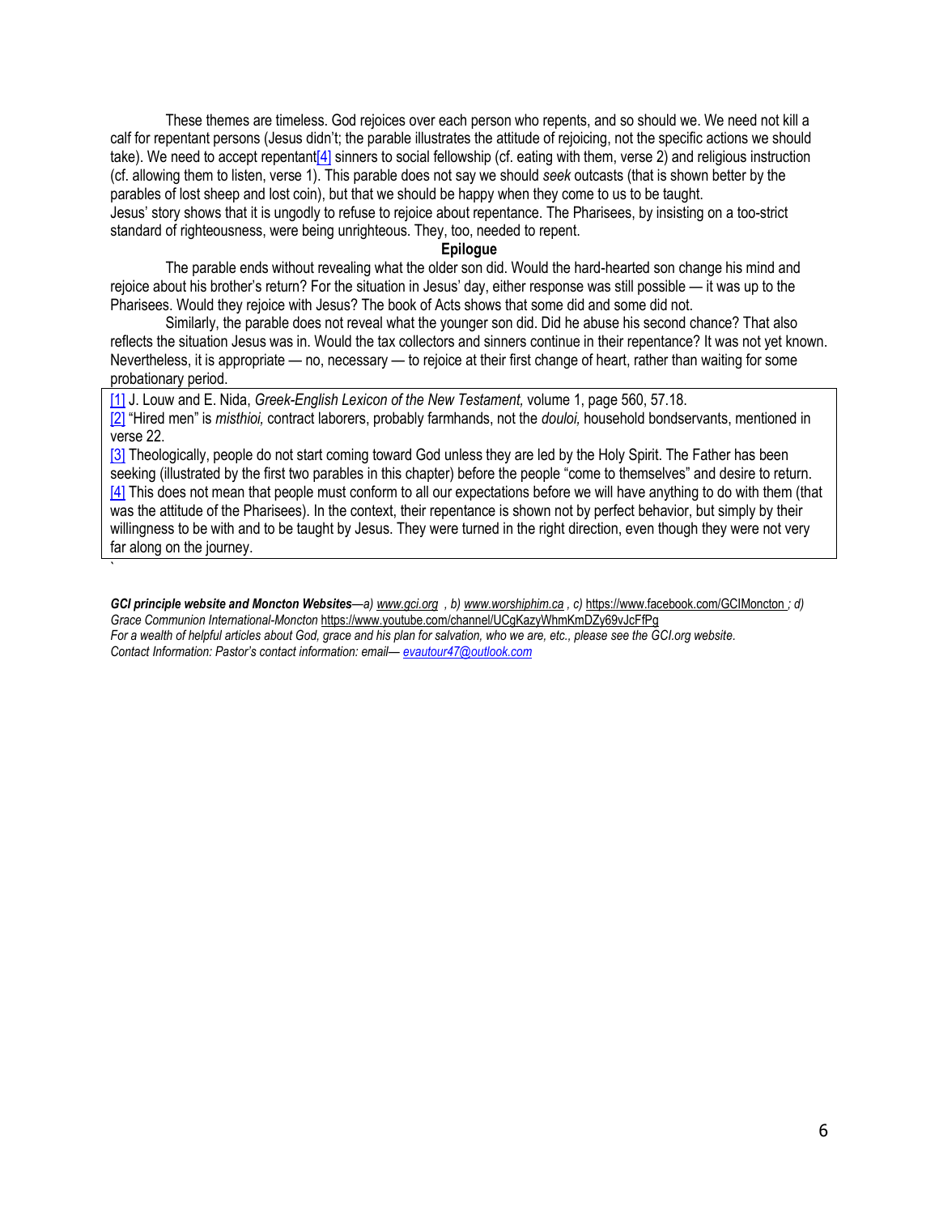These themes are timeless. God rejoices over each person who repents, and so should we. We need not kill a calf for repentant persons (Jesus didn't; the parable illustrates the attitude of rejoicing, not the specific actions we should take). We need to accept repentant[4] sinners to social fellowship (cf. eating with them, verse 2) and religious instruction (cf. allowing them to listen, verse 1). This parable does not say we should *seek* outcasts (that is shown better by the parables of lost sheep and lost coin), but that we should be happy when they come to us to be taught.

Jesus' story shows that it is ungodly to refuse to rejoice about repentance. The Pharisees, by insisting on a too-strict standard of righteousness, were being unrighteous. They, too, needed to repent.

**Epilogue**

The parable ends without revealing what the older son did. Would the hard-hearted son change his mind and rejoice about his brother's return? For the situation in Jesus' day, either response was still possible — it was up to the Pharisees. Would they rejoice with Jesus? The book of Acts shows that some did and some did not.

Similarly, the parable does not reveal what the younger son did. Did he abuse his second chance? That also reflects the situation Jesus was in. Would the tax collectors and sinners continue in their repentance? It was not yet known. Nevertheless, it is appropriate — no, necessary — to rejoice at their first change of heart, rather than waiting for some probationary period.

[1] J. Louw and E. Nida, *Greek-English Lexicon of the New Testament,* volume 1, page 560, 57.18.

[2] "Hired men" is *misthioi,* contract laborers, probably farmhands, not the *douloi,* household bondservants, mentioned in verse 22.

[3] Theologically, people do not start coming toward God unless they are led by the Holy Spirit. The Father has been seeking (illustrated by the first two parables in this chapter) before the people "come to themselves" and desire to return.

[4] This does not mean that people must conform to all our expectations before we will have anything to do with them (that was the attitude of the Pharisees). In the context, their repentance is shown not by perfect behavior, but simply by their willingness to be with and to be taught by Jesus. They were turned in the right direction, even though they were not very far along on the journey.

*__GCI principle website and Moncton Websites__—a) www.gci.org , b) www.worshiphim.ca , c)* https://www.facebook.com/GCIMoncton *; d) Grace Communion International-Moncton* https://www.youtube.com/channel/UCgKazyWhmKmDZy69vJcFfPg

*For a wealth of helpful articles about God, grace and his plan for salvation, who we are, etc., please see the GCI.org website.*

*Contact Information: Pastor's contact information: email— evautour47@outlook.com*